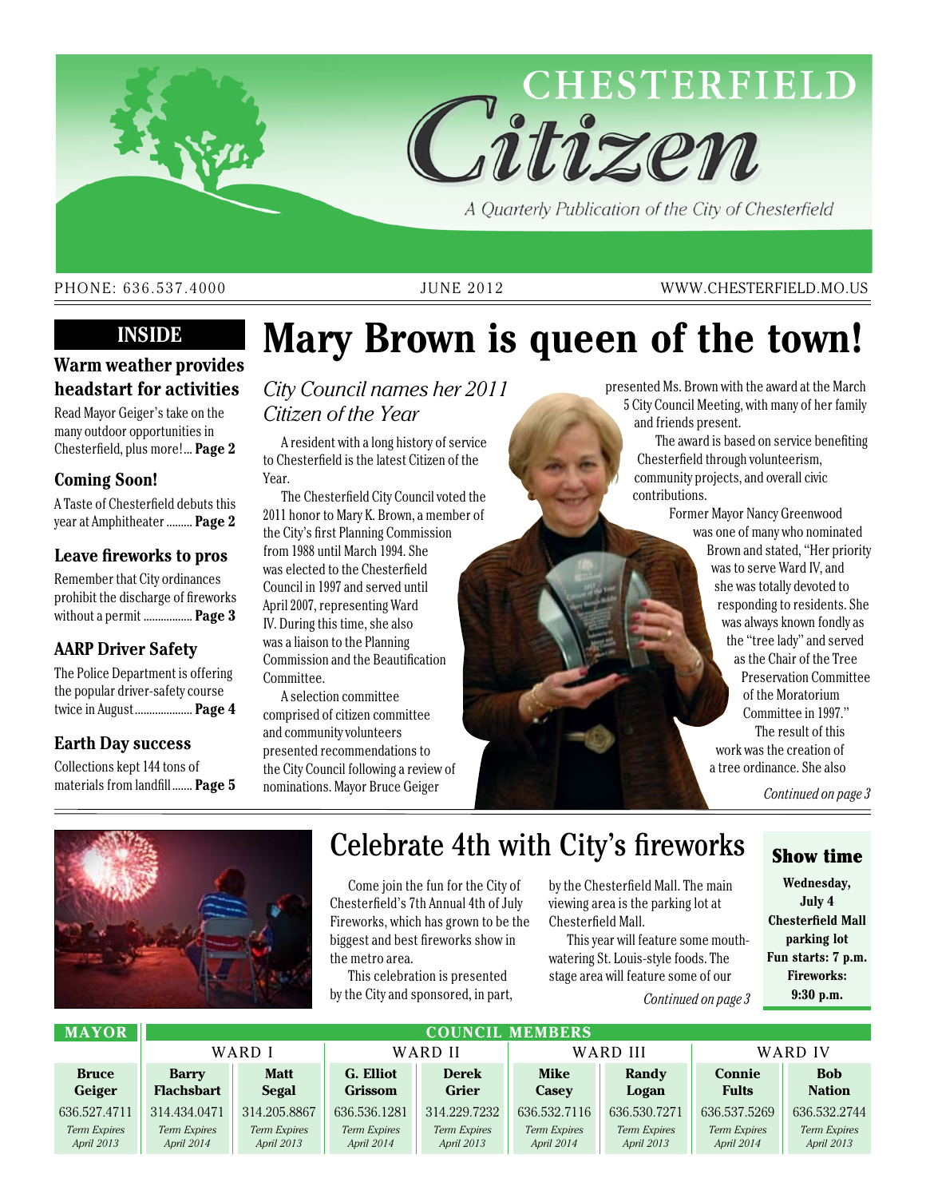# CHESTERFIELD Citizen

A Quarterly Publication of the City of Chesterfield

PHONE: 636.537.4000 | JUNE 2012 | WWW.CHESTERFIELD.MO.US

## INSIDE

### Warm weather provides headstart for activities

Read Mayor Geiger's take on the many outdoor opportunities in Chesterfield, plus more!... **Page 2**

### Coming Soon!

A Taste of Chesterfield debuts this year at Amphitheater ......... **Page 2**

### Leave fireworks to pros

Remember that City ordinances prohibit the discharge of fireworks without a permit ................. **Page 3**

### AARP Driver Safety

The Police Department is offering the popular driver-safety course twice in August.................... **Page 4**

### Earth Day success

Collections kept 144 tons of materials from landfill....... **Page 5**

# Mary Brown is queen of the town!

*City Council names her 2011 Citizen of the Year*

A resident with a long history of service to Chesterfield is the latest Citizen of the Year.

The Chesterfield City Council voted the 2011 honor to Mary K. Brown, a member of the City's first Planning Commission from 1988 until March 1994. She was elected to the Chesterfield Council in 1997 and served until April 2007, representing Ward IV. During this time, she also was a liaison to the Planning Commission and the Beautification Committee.

A selection committee comprised of citizen committee and community volunteers presented recommendations to the City Council following a review of nominations. Mayor Bruce Geiger presented Ms. Brown with the award at the March 5 City Council Meeting, with many of her family and friends present.

The award is based on service benefiting Chesterfield through volunteerism, community projects, and overall civic contributions.

Former Mayor Nancy Greenwood was one of many who nominated Brown and stated, "Her priority was to serve Ward IV, and she was totally devoted to responding to residents. She was always known fondly as the "tree lady" and served as the Chair of the Tree Preservation Committee of the Moratorium Committee in 1997."

The result of this work was the creation of a tree ordinance. She also

*Continued on page 3*

## Celebrate 4th with City's fireworks

Come join the fun for the City of Chesterfield's 7th Annual 4th of July Fireworks, which has grown to be the biggest and best fireworks show in the metro area.

This celebration is presented by the City and sponsored, in part, by the Chesterfield Mall. The main viewing area is the parking lot at Chesterfield Mall.

This year will feature some mouth-watering St. Louis-style foods. The stage area will feature some of our

*Continued on page 3*

### Show time

**Wednesday, July 4**
**Chesterfield Mall parking lot**
**Fun starts: 7 p.m.**
**Fireworks: 9:30 p.m.**

| MAYOR | COUNCIL MEMBERS | | | | | | | |
|---|---|---|---|---|---|---|---|---|
| | WARD I | | WARD II | | WARD III | | WARD IV | |
| **Bruce Geiger** | **Barry Flachsbart** | **Matt Segal** | **G. Elliot Grissom** | **Derek Grier** | **Mike Casey** | **Randy Logan** | **Connie Fults** | **Bob Nation** |
| 636.527.4711 | 314.434.0471 | 314.205.8867 | 636.536.1281 | 314.229.7232 | 636.532.7116 | 636.530.7271 | 636.537.5269 | 636.532.2744 |
| *Term Expires April 2013* | *Term Expires April 2014* | *Term Expires April 2013* | *Term Expires April 2014* | *Term Expires April 2013* | *Term Expires April 2014* | *Term Expires April 2013* | *Term Expires April 2014* | *Term Expires April 2013* |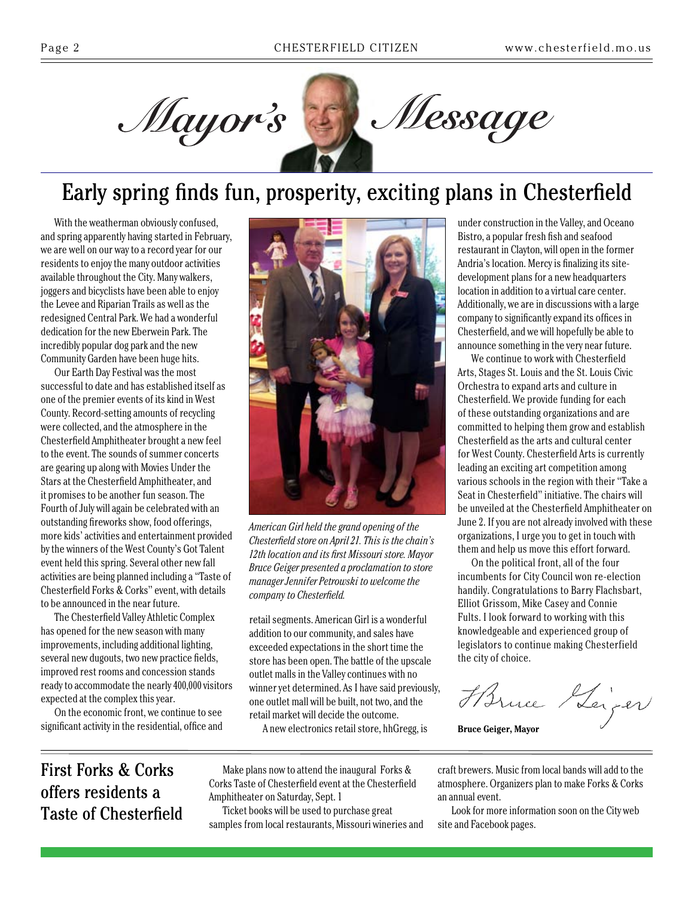# Mayor's Message

## Early spring finds fun, prosperity, exciting plans in Chesterfield

With the weatherman obviously confused, and spring apparently having started in February, we are well on our way to a record year for our residents to enjoy the many outdoor activities available throughout the City. Many walkers, joggers and bicyclists have been able to enjoy the Levee and Riparian Trails as well as the redesigned Central Park. We had a wonderful dedication for the new Eberwein Park. The incredibly popular dog park and the new Community Garden have been huge hits.

Our Earth Day Festival was the most successful to date and has established itself as one of the premier events of its kind in West County. Record-setting amounts of recycling were collected, and the atmosphere in the Chesterfield Amphitheater brought a new feel to the event. The sounds of summer concerts are gearing up along with Movies Under the Stars at the Chesterfield Amphitheater, and it promises to be another fun season. The Fourth of July will again be celebrated with an outstanding fireworks show, food offerings, more kids' activities and entertainment provided by the winners of the West County's Got Talent event held this spring. Several other new fall activities are being planned including a "Taste of Chesterfield Forks & Corks" event, with details to be announced in the near future.

The Chesterfield Valley Athletic Complex has opened for the new season with many improvements, including additional lighting, several new dugouts, two new practice fields, improved rest rooms and concession stands ready to accommodate the nearly 400,000 visitors expected at the complex this year.

On the economic front, we continue to see significant activity in the residential, office and retail segments. American Girl is a wonderful addition to our community, and sales have exceeded expectations in the short time the store has been open. The battle of the upscale outlet malls in the Valley continues with no winner yet determined. As I have said previously, one outlet mall will be built, not two, and the retail market will decide the outcome.

*American Girl held the grand opening of the Chesterfield store on April 21. This is the chain's 12th location and its first Missouri store. Mayor Bruce Geiger presented a proclamation to store manager Jennifer Petrowski to welcome the company to Chesterfield.*

A new electronics retail store, hhGregg, is under construction in the Valley, and Oceano Bistro, a popular fresh fish and seafood restaurant in Clayton, will open in the former Andria's location. Mercy is finalizing its site-development plans for a new headquarters location in addition to a virtual care center. Additionally, we are in discussions with a large company to significantly expand its offices in Chesterfield, and we will hopefully be able to announce something in the very near future.

We continue to work with Chesterfield Arts, Stages St. Louis and the St. Louis Civic Orchestra to expand arts and culture in Chesterfield. We provide funding for each of these outstanding organizations and are committed to helping them grow and establish Chesterfield as the arts and cultural center for West County. Chesterfield Arts is currently leading an exciting art competition among various schools in the region with their "Take a Seat in Chesterfield" initiative. The chairs will be unveiled at the Chesterfield Amphitheater on June 2. If you are not already involved with these organizations, I urge you to get in touch with them and help us move this effort forward.

On the political front, all of the four incumbents for City Council won re-election handily. Congratulations to Barry Flachsbart, Elliot Grissom, Mike Casey and Connie Fults. I look forward to working with this knowledgeable and experienced group of legislators to continue making Chesterfield the city of choice.

**Bruce Geiger, Mayor**

## First Forks & Corks offers residents a Taste of Chesterfield

Make plans now to attend the inaugural Forks & Corks Taste of Chesterfield event at the Chesterfield Amphitheater on Saturday, Sept. 1

Ticket books will be used to purchase great samples from local restaurants, Missouri wineries and craft brewers. Music from local bands will add to the atmosphere. Organizers plan to make Forks & Corks an annual event.

Look for more information soon on the City web site and Facebook pages.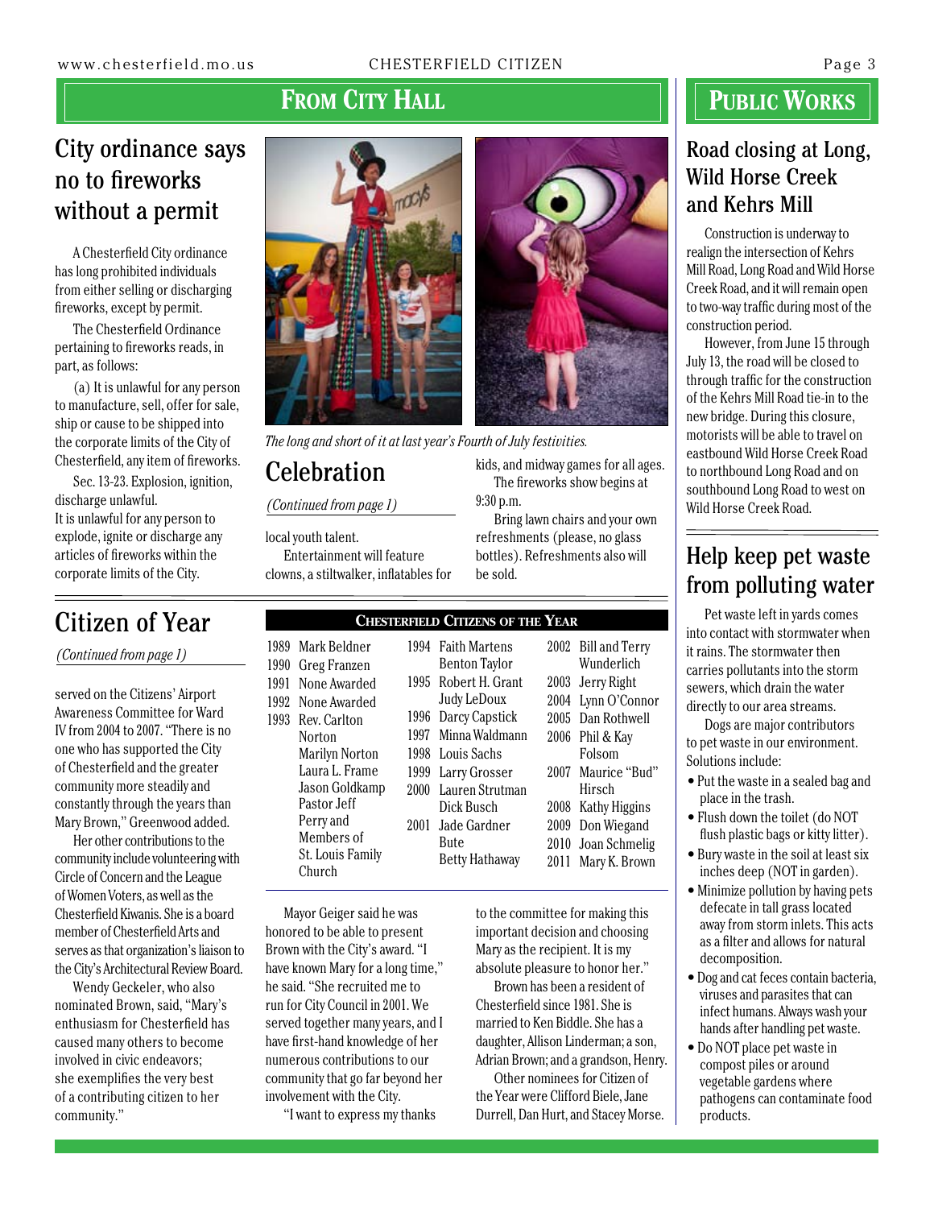# From City Hall

## City ordinance says no to fireworks without a permit

A Chesterfield City ordinance has long prohibited individuals from either selling or discharging fireworks, except by permit.

The Chesterfield Ordinance pertaining to fireworks reads, in part, as follows:

(a) It is unlawful for any person to manufacture, sell, offer for sale, ship or cause to be shipped into the corporate limits of the City of Chesterfield, any item of fireworks.

Sec. 13-23. Explosion, ignition, discharge unlawful.
It is unlawful for any person to explode, ignite or discharge any articles of fireworks within the corporate limits of the City.

*The long and short of it at last year's Fourth of July festivities.*

## Celebration

*(Continued from page 1)*

local youth talent.

Entertainment will feature clowns, a stiltwalker, inflatables for kids, and midway games for all ages.

The fireworks show begins at 9:30 p.m.

Bring lawn chairs and your own refreshments (please, no glass bottles). Refreshments also will be sold.

## Citizen of Year

*(Continued from page 1)*

served on the Citizens' Airport Awareness Committee for Ward IV from 2004 to 2007. "There is no one who has supported the City of Chesterfield and the greater community more steadily and constantly through the years than Mary Brown," Greenwood added.

Her other contributions to the community include volunteering with Circle of Concern and the League of Women Voters, as well as the Chesterfield Kiwanis. She is a board member of Chesterfield Arts and serves as that organization's liaison to the City's Architectural Review Board.

Wendy Geckeler, who also nominated Brown, said, "Mary's enthusiasm for Chesterfield has caused many others to become involved in civic endeavors; she exemplifies the very best of a contributing citizen to her community."

### Chesterfield Citizens of the Year

| Year | Citizen(s) |
|---|---|
| 1989 | Mark Beldner |
| 1990 | Greg Franzen |
| 1991 | None Awarded |
| 1992 | None Awarded |
| 1993 | Rev. Carlton Norton, Marilyn Norton, Laura L. Frame, Jason Goldkamp, Pastor Jeff Perry and Members of St. Louis Family Church |
| 1994 | Faith Martens, Benton Taylor |
| 1995 | Robert H. Grant, Judy LeDoux |
| 1996 | Darcy Capstick |
| 1997 | Minna Waldmann |
| 1998 | Louis Sachs |
| 1999 | Larry Grosser |
| 2000 | Lauren Strutman, Dick Busch |
| 2001 | Jade Gardner Bute, Betty Hathaway |
| 2002 | Bill and Terry Wunderlich |
| 2003 | Jerry Right |
| 2004 | Lynn O'Connor |
| 2005 | Dan Rothwell |
| 2006 | Phil & Kay Folsom |
| 2007 | Maurice "Bud" Hirsch |
| 2008 | Kathy Higgins |
| 2009 | Don Wiegand |
| 2010 | Joan Schmelig |
| 2011 | Mary K. Brown |

Mayor Geiger said he was honored to be able to present Brown with the City's award. "I have known Mary for a long time," he said. "She recruited me to run for City Council in 2001. We served together many years, and I have first-hand knowledge of her numerous contributions to our community that go far beyond her involvement with the City.

"I want to express my thanks to the committee for making this important decision and choosing Mary as the recipient. It is my absolute pleasure to honor her."

Brown has been a resident of Chesterfield since 1981. She is married to Ken Biddle. She has a daughter, Allison Linderman; a son, Adrian Brown; and a grandson, Henry.

Other nominees for Citizen of the Year were Clifford Biele, Jane Durrell, Dan Hurt, and Stacey Morse.

# Public Works

## Road closing at Long, Wild Horse Creek and Kehrs Mill

Construction is underway to realign the intersection of Kehrs Mill Road, Long Road and Wild Horse Creek Road, and it will remain open to two-way traffic during most of the construction period.

However, from June 15 through July 13, the road will be closed to through traffic for the construction of the Kehrs Mill Road tie-in to the new bridge. During this closure, motorists will be able to travel on eastbound Wild Horse Creek Road to northbound Long Road and on southbound Long Road to west on Wild Horse Creek Road.

## Help keep pet waste from polluting water

Pet waste left in yards comes into contact with stormwater when it rains. The stormwater then carries pollutants into the storm sewers, which drain the water directly to our area streams.

Dogs are major contributors to pet waste in our environment. Solutions include:

- Put the waste in a sealed bag and place in the trash.
- Flush down the toilet (do NOT flush plastic bags or kitty litter).
- Bury waste in the soil at least six inches deep (NOT in garden).
- Minimize pollution by having pets defecate in tall grass located away from storm inlets. This acts as a filter and allows for natural decomposition.
- Dog and cat feces contain bacteria, viruses and parasites that can infect humans. Always wash your hands after handling pet waste.
- Do NOT place pet waste in compost piles or around vegetable gardens where pathogens can contaminate food products.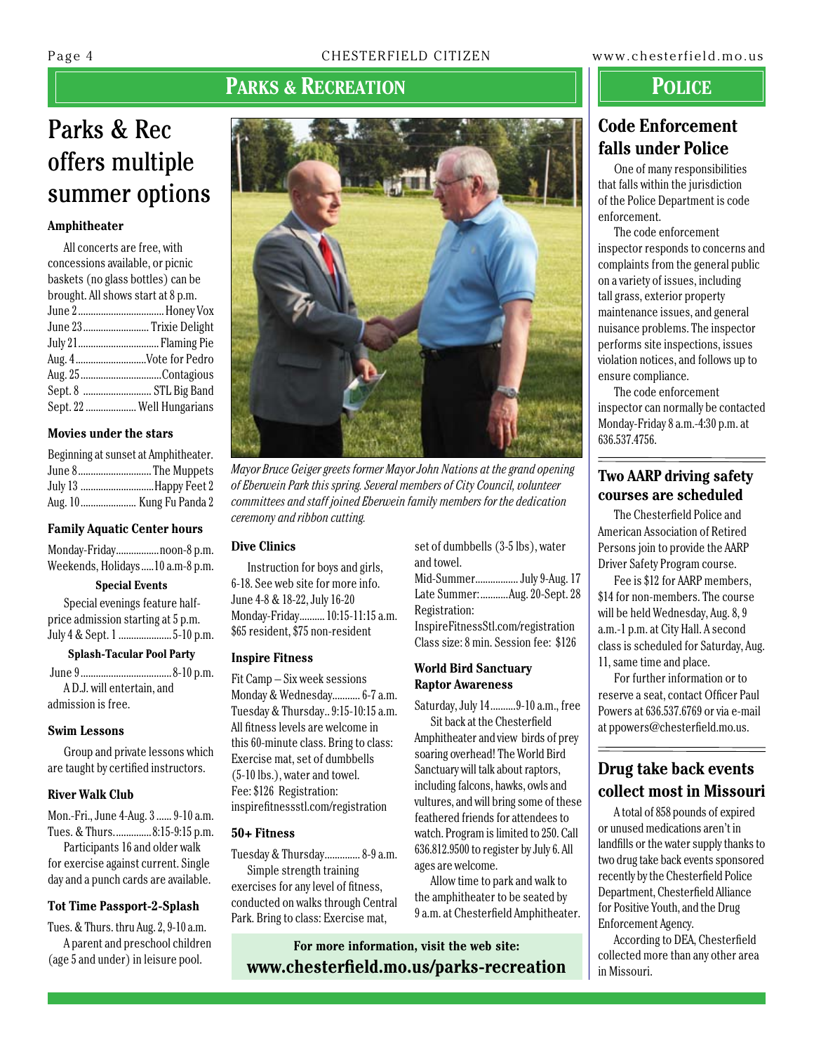## Parks & Recreation

# Parks & Rec offers multiple summer options

### Amphitheater

All concerts are free, with concessions available, or picnic baskets (no glass bottles) can be brought. All shows start at 8 p.m.

June 2 .......... Honey Vox
June 23 .......... Trixie Delight
July 21 .......... Flaming Pie
Aug. 4 .......... Vote for Pedro
Aug. 25 .......... Contagious
Sept. 8 .......... STL Big Band
Sept. 22 .......... Well Hungarians

### Movies under the stars

Beginning at sunset at Amphitheater.

June 8 .......... The Muppets
July 13 .......... Happy Feet 2
Aug. 10 .......... Kung Fu Panda 2

### Family Aquatic Center hours

Monday-Friday .......... noon-8 p.m.
Weekends, Holidays .......... 10 a.m-8 p.m.

**Special Events**

Special evenings feature half-price admission starting at 5 p.m.

July 4 & Sept. 1 .......... 5-10 p.m.

**Splash-Tacular Pool Party**

June 9 .......... 8-10 p.m.

A D.J. will entertain, and admission is free.

### Swim Lessons

Group and private lessons which are taught by certified instructors.

### River Walk Club

Mon.-Fri., June 4-Aug. 3 .......... 9-10 a.m.
Tues. & Thurs. .......... 8:15-9:15 p.m.

Participants 16 and older walk for exercise against current. Single day and a punch cards are available.

### Tot Time Passport-2-Splash

Tues. & Thurs. thru Aug. 2, 9-10 a.m.

A parent and preschool children (age 5 and under) in leisure pool.

*Mayor Bruce Geiger greets former Mayor John Nations at the grand opening of Eberwein Park this spring. Several members of City Council, volunteer committees and staff joined Eberwein family members for the dedication ceremony and ribbon cutting.*

### Dive Clinics

Instruction for boys and girls, 6-18. See web site for more info.

June 4-8 & 18-22, July 16-20
Monday-Friday .......... 10:15-11:15 a.m.
$65 resident, $75 non-resident

### Inspire Fitness

Fit Camp – Six week sessions
Monday & Wednesday .......... 6-7 a.m.
Tuesday & Thursday .......... 9:15-10:15 a.m.

All fitness levels are welcome in this 60-minute class. Bring to class: Exercise mat, set of dumbbells (5-10 lbs.), water and towel.

Fee: $126 Registration: inspirefitnessstl.com/registration

### 50+ Fitness

Tuesday & Thursday .......... 8-9 a.m.

Simple strength training exercises for any level of fitness, conducted on walks through Central Park. Bring to class: Exercise mat, set of dumbbells (3-5 lbs), water and towel.

Mid-Summer .......... July 9-Aug. 17
Late Summer: .......... Aug. 20-Sept. 28
Registration:
InspireFitnessStl.com/registration
Class size: 8 min. Session fee: $126

### World Bird Sanctuary Raptor Awareness

Saturday, July 14 .......... 9-10 a.m., free

Sit back at the Chesterfield Amphitheater and view birds of prey soaring overhead! The World Bird Sanctuary will talk about raptors, including falcons, hawks, owls and vultures, and will bring some of these feathered friends for attendees to watch. Program is limited to 250. Call 636.812.9500 to register by July 6. All ages are welcome.

Allow time to park and walk to the amphitheater to be seated by 9 a.m. at Chesterfield Amphitheater.

**For more information, visit the web site:**
**www.chesterfield.mo.us/parks-recreation**

## Police

### Code Enforcement falls under Police

One of many responsibilities that falls within the jurisdiction of the Police Department is code enforcement.

The code enforcement inspector responds to concerns and complaints from the general public on a variety of issues, including tall grass, exterior property maintenance issues, and general nuisance problems. The inspector performs site inspections, issues violation notices, and follows up to ensure compliance.

The code enforcement inspector can normally be contacted Monday-Friday 8 a.m.-4:30 p.m. at 636.537.4756.

### Two AARP driving safety courses are scheduled

The Chesterfield Police and American Association of Retired Persons join to provide the AARP Driver Safety Program course.

Fee is $12 for AARP members, $14 for non-members. The course will be held Wednesday, Aug. 8, 9 a.m.-1 p.m. at City Hall. A second class is scheduled for Saturday, Aug. 11, same time and place.

For further information or to reserve a seat, contact Officer Paul Powers at 636.537.6769 or via e-mail at ppowers@chesterfield.mo.us.

### Drug take back events collect most in Missouri

A total of 858 pounds of expired or unused medications aren't in landfills or the water supply thanks to two drug take back events sponsored recently by the Chesterfield Police Department, Chesterfield Alliance for Positive Youth, and the Drug Enforcement Agency.

According to DEA, Chesterfield collected more than any other area in Missouri.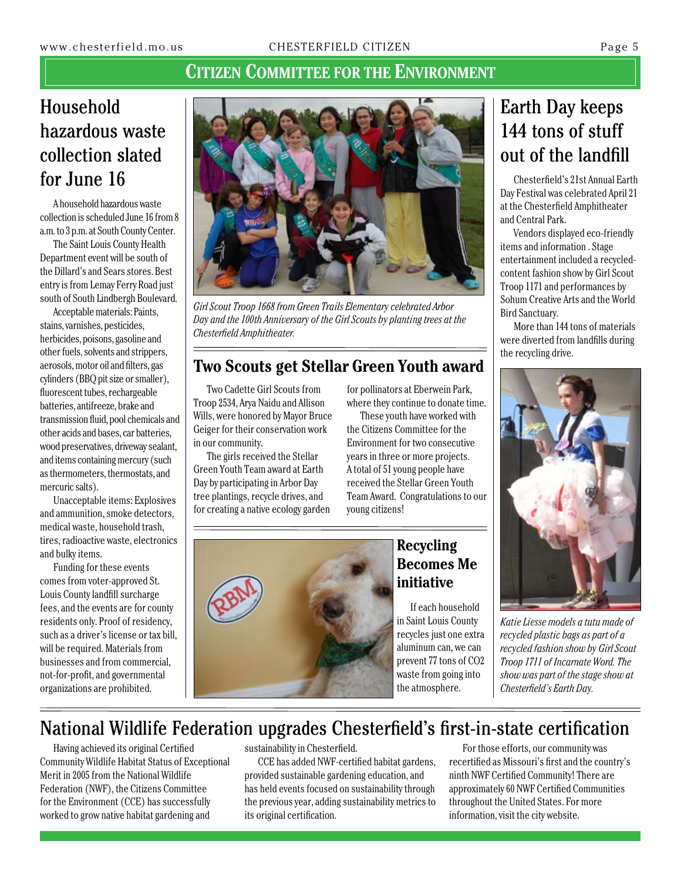## Citizen Committee for the Environment

## Household hazardous waste collection slated for June 16

A household hazardous waste collection is scheduled June 16 from 8 a.m. to 3 p.m. at South County Center.

The Saint Louis County Health Department event will be south of the Dillard's and Sears stores. Best entry is from Lemay Ferry Road just south of South Lindbergh Boulevard.

Acceptable materials: Paints, stains, varnishes, pesticides, herbicides, poisons, gasoline and other fuels, solvents and strippers, aerosols, motor oil and filters, gas cylinders (BBQ pit size or smaller), fluorescent tubes, rechargeable batteries, antifreeze, brake and transmission fluid, pool chemicals and other acids and bases, car batteries, wood preservatives, driveway sealant, and items containing mercury (such as thermometers, thermostats, and mercuric salts).

Unacceptable items: Explosives and ammunition, smoke detectors, medical waste, household trash, tires, radioactive waste, electronics and bulky items.

Funding for these events comes from voter-approved St. Louis County landfill surcharge fees, and the events are for county residents only. Proof of residency, such as a driver's license or tax bill, will be required. Materials from businesses and from commercial, not-for-profit, and governmental organizations are prohibited.

*Girl Scout Troop 1668 from Green Trails Elementary celebrated Arbor Day and the 100th Anniversary of the Girl Scouts by planting trees at the Chesterfield Amphitheater.*

## Two Scouts get Stellar Green Youth award

Two Cadette Girl Scouts from Troop 2534, Arya Naidu and Allison Wills, were honored by Mayor Bruce Geiger for their conservation work in our community.

The girls received the Stellar Green Youth Team award at Earth Day by participating in Arbor Day tree plantings, recycle drives, and for creating a native ecology garden for pollinators at Eberwein Park, where they continue to donate time.

These youth have worked with the Citizens Committee for the Environment for two consecutive years in three or more projects. A total of 51 young people have received the Stellar Green Youth Team Award. Congratulations to our young citizens!

## Recycling Becomes Me initiative

If each household in Saint Louis County recycles just one extra aluminum can, we can prevent 77 tons of $CO_2$ waste from going into the atmosphere.

## Earth Day keeps 144 tons of stuff out of the landfill

Chesterfield's 21st Annual Earth Day Festival was celebrated April 21 at the Chesterfield Amphitheater and Central Park.

Vendors displayed eco-friendly items and information . Stage entertainment included a recycled-content fashion show by Girl Scout Troop 1171 and performances by Sohum Creative Arts and the World Bird Sanctuary.

More than 144 tons of materials were diverted from landfills during the recycling drive.

*Katie Liesse models a tutu made of recycled plastic bags as part of a recycled fashion show by Girl Scout Troop 1711 of Incarnate Word. The show was part of the stage show at Chesterfield's Earth Day.*

## National Wildlife Federation upgrades Chesterfield's first-in-state certification

Having achieved its original Certified Community Wildlife Habitat Status of Exceptional Merit in 2005 from the National Wildlife Federation (NWF), the Citizens Committee for the Environment (CCE) has successfully worked to grow native habitat gardening and sustainability in Chesterfield.

CCE has added NWF-certified habitat gardens, provided sustainable gardening education, and has held events focused on sustainability through the previous year, adding sustainability metrics to its original certification.

For those efforts, our community was recertified as Missouri's first and the country's ninth NWF Certified Community! There are approximately 60 NWF Certified Communities throughout the United States. For more information, visit the city website.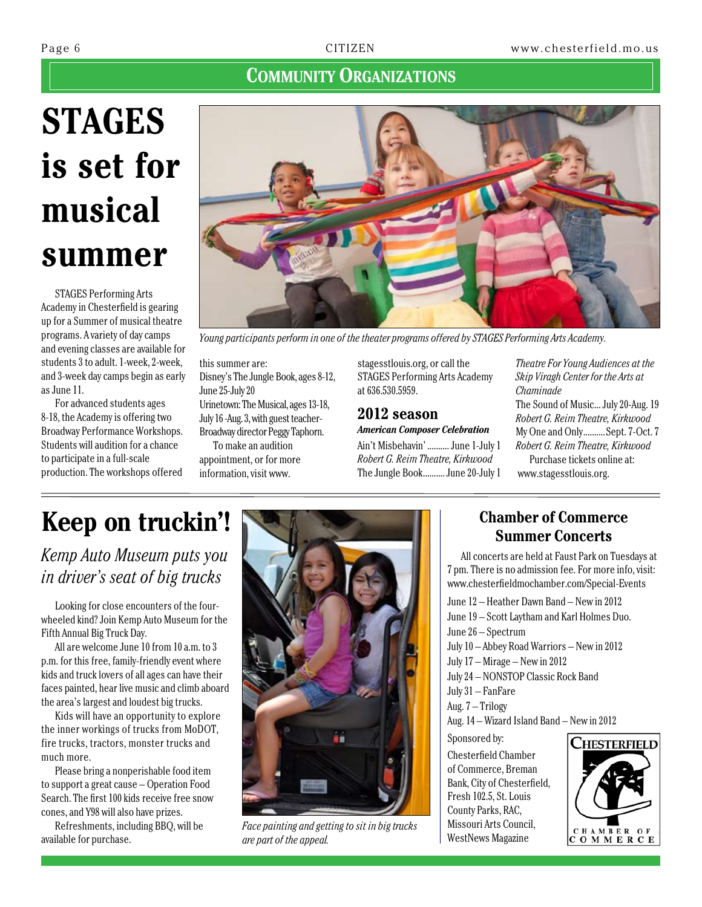## Community Organizations

# STAGES is set for musical summer

STAGES Performing Arts Academy in Chesterfield is gearing up for a Summer of musical theatre programs. A variety of day camps and evening classes are available for students 3 to adult. 1-week, 2-week, and 3-week day camps begin as early as June 11.

For advanced students ages 8-18, the Academy is offering two Broadway Performance Workshops. Students will audition for a chance to participate in a full-scale production. The workshops offered this summer are:

Disney's The Jungle Book, ages 8-12, June 25-July 20

Urinetown: The Musical, ages 13-18, July 16 -Aug. 3, with guest teacher-Broadway director Peggy Taphorn.

To make an audition appointment, or for more information, visit www.stagesstlouis.org, or call the STAGES Performing Arts Academy at 636.530.5959.

*Young participants perform in one of the theater programs offered by STAGES Performing Arts Academy.*

### 2012 season

***American Composer Celebration***

Ain't Misbehavin' .......... June 1-July 1
*Robert G. Reim Theatre, Kirkwood*

The Jungle Book.......... June 20-July 1
*Theatre For Young Audiences at the Skip Viragh Center for the Arts at Chaminade*

The Sound of Music... July 20-Aug. 19
*Robert G. Reim Theatre, Kirkwood*

My One and Only.......... Sept. 7-Oct. 7
*Robert G. Reim Theatre, Kirkwood*

Purchase tickets online at: www.stagesstlouis.org.

# Keep on truckin'!

## *Kemp Auto Museum puts you in driver's seat of big trucks*

Looking for close encounters of the four-wheeled kind? Join Kemp Auto Museum for the Fifth Annual Big Truck Day.

All are welcome June 10 from 10 a.m. to 3 p.m. for this free, family-friendly event where kids and truck lovers of all ages can have their faces painted, hear live music and climb aboard the area's largest and loudest big trucks.

Kids will have an opportunity to explore the inner workings of trucks from MoDOT, fire trucks, tractors, monster trucks and much more.

Please bring a nonperishable food item to support a great cause – Operation Food Search. The first 100 kids receive free snow cones, and Y98 will also have prizes.

Refreshments, including BBQ, will be available for purchase.

*Face painting and getting to sit in big trucks are part of the appeal.*

## Chamber of Commerce Summer Concerts

All concerts are held at Faust Park on Tuesdays at 7 pm. There is no admission fee. For more info, visit: www.chesterfieldmochamber.com/Special-Events

- June 12 – Heather Dawn Band – New in 2012
- June 19 – Scott Laytham and Karl Holmes Duo.
- June 26 – Spectrum
- July 10 – Abbey Road Warriors – New in 2012
- July 17 – Mirage – New in 2012
- July 24 – NONSTOP Classic Rock Band
- July 31 – FanFare
- Aug. 7 – Trilogy
- Aug. 14 – Wizard Island Band – New in 2012

Sponsored by:
Chesterfield Chamber of Commerce, Breman Bank, City of Chesterfield, Fresh 102.5, St. Louis County Parks, RAC, Missouri Arts Council, WestNews Magazine

Chesterfield Chamber of Commerce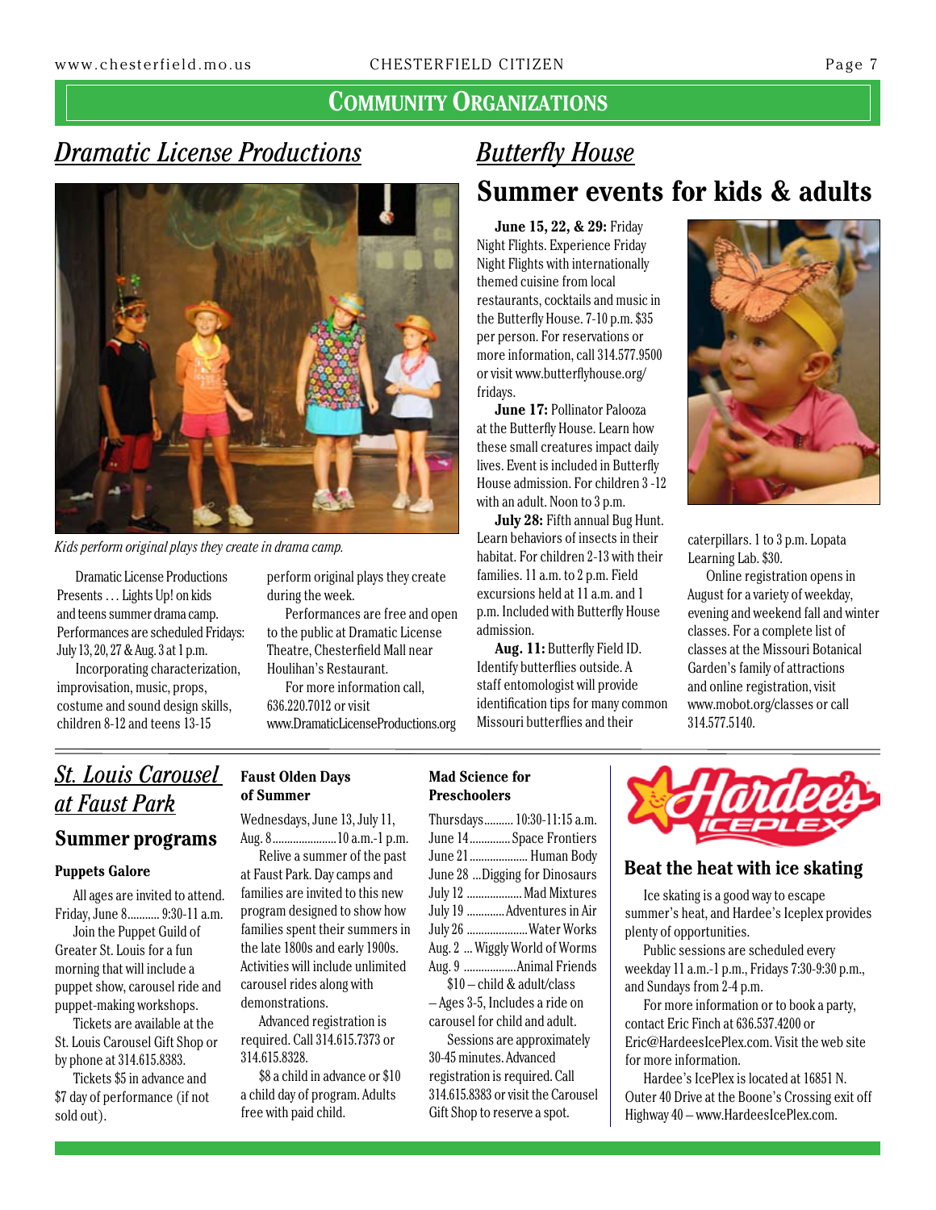## COMMUNITY ORGANIZATIONS

## Dramatic License Productions

*Kids perform original plays they create in drama camp.*

Dramatic License Productions Presents … Lights Up! on kids and teens summer drama camp. Performances are scheduled Fridays: July 13, 20, 27 & Aug. 3 at 1 p.m.

Incorporating characterization, improvisation, music, props, costume and sound design skills, children 8-12 and teens 13-15 perform original plays they create during the week.

Performances are free and open to the public at Dramatic License Theatre, Chesterfield Mall near Houlihan's Restaurant.

For more information call, 636.220.7012 or visit www.DramaticLicenseProductions.org

## Butterfly House

### Summer events for kids & adults

**June 15, 22, & 29:** Friday Night Flights. Experience Friday Night Flights with internationally themed cuisine from local restaurants, cocktails and music in the Butterfly House. 7-10 p.m. $35 per person. For reservations or more information, call 314.577.9500 or visit www.butterflyhouse.org/fridays.

**June 17:** Pollinator Palooza at the Butterfly House. Learn how these small creatures impact daily lives. Event is included in Butterfly House admission. For children 3 -12 with an adult. Noon to 3 p.m.

**July 28:** Fifth annual Bug Hunt. Learn behaviors of insects in their habitat. For children 2-13 with their families. 11 a.m. to 2 p.m. Field excursions held at 11 a.m. and 1 p.m. Included with Butterfly House admission.

**Aug. 11:** Butterfly Field ID. Identify butterflies outside. A staff entomologist will provide identification tips for many common Missouri butterflies and their caterpillars. 1 to 3 p.m. Lopata Learning Lab. $30.

Online registration opens in August for a variety of weekday, evening and weekend fall and winter classes. For a complete list of classes at the Missouri Botanical Garden's family of attractions and online registration, visit www.mobot.org/classes or call 314.577.5140.

## St. Louis Carousel at Faust Park

### Summer programs

**Puppets Galore**

All ages are invited to attend. Friday, June 8........... 9:30-11 a.m.

Join the Puppet Guild of Greater St. Louis for a fun morning that will include a puppet show, carousel ride and puppet-making workshops.

Tickets are available at the St. Louis Carousel Gift Shop or by phone at 314.615.8383.

Tickets $5 in advance and $7 day of performance (if not sold out).

**Faust Olden Days of Summer**

Wednesdays, June 13, July 11, Aug. 8...................... 10 a.m.-1 p.m.

Relive a summer of the past at Faust Park. Day camps and families are invited to this new program designed to show how families spent their summers in the late 1800s and early 1900s. Activities will include unlimited carousel rides along with demonstrations.

Advanced registration is required. Call 314.615.7373 or 314.615.8328.

$8 a child in advance or $10 a child day of program. Adults free with paid child.

**Mad Science for Preschoolers**

Thursdays.......... 10:30-11:15 a.m.
June 14.............. Space Frontiers
June 21.................... Human Body
June 28 ...Digging for Dinosaurs
July 12 ................... Mad Mixtures
July 19 ............ Adventures in Air
July 26 ..................... Water Works
Aug. 2 ... Wiggly World of Worms
Aug. 9 ................. Animal Friends

$10 – child & adult/class – Ages 3-5, Includes a ride on carousel for child and adult.

Sessions are approximately 30-45 minutes. Advanced registration is required. Call 314.615.8383 or visit the Carousel Gift Shop to reserve a spot.

## Hardee's Iceplex

### Beat the heat with ice skating

Ice skating is a good way to escape summer's heat, and Hardee's Iceplex provides plenty of opportunities.

Public sessions are scheduled every weekday 11 a.m.-1 p.m., Fridays 7:30-9:30 p.m., and Sundays from 2-4 p.m.

For more information or to book a party, contact Eric Finch at 636.537.4200 or Eric@HardeesIcePlex.com. Visit the web site for more information.

Hardee's IcePlex is located at 16851 N. Outer 40 Drive at the Boone's Crossing exit off Highway 40 – www.HardeesIcePlex.com.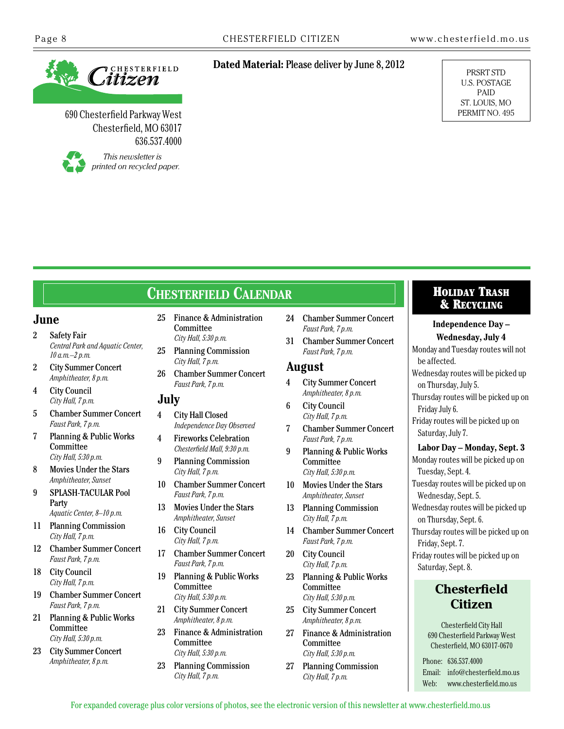CHESTERFIELD Citizen

690 Chesterfield Parkway West
Chesterfield, MO 63017
636.537.4000

*This newsletter is printed on recycled paper.*

**Dated Material:** Please deliver by June 8, 2012

PRSRT STD
U.S. POSTAGE
PAID
ST. LOUIS, MO
PERMIT NO. 495

# Chesterfield Calendar

## June

2 Safety Fair
*Central Park and Aquatic Center, 10 a.m.–2 p.m.*

2 City Summer Concert
*Amphitheater, 8 p.m.*

4 City Council
*City Hall, 7 p.m.*

5 Chamber Summer Concert
*Faust Park, 7 p.m.*

7 Planning & Public Works Committee
*City Hall, 5:30 p.m.*

8 Movies Under the Stars
*Amphitheater, Sunset*

9 SPLASH-TACULAR Pool Party
*Aquatic Center, 8–10 p.m.*

11 Planning Commission
*City Hall, 7 p.m.*

12 Chamber Summer Concert
*Faust Park, 7 p.m.*

18 City Council
*City Hall, 7 p.m.*

19 Chamber Summer Concert
*Faust Park, 7 p.m.*

21 Planning & Public Works Committee
*City Hall, 5:30 p.m.*

23 City Summer Concert
*Amphitheater, 8 p.m.*

25 Finance & Administration Committee
*City Hall, 5:30 p.m.*

25 Planning Commission
*City Hall, 7 p.m.*

26 Chamber Summer Concert
*Faust Park, 7 p.m.*

## July

4 City Hall Closed
*Independence Day Observed*

4 Fireworks Celebration
*Chesterfield Mall, 9:30 p.m.*

9 Planning Commission
*City Hall, 7 p.m.*

10 Chamber Summer Concert
*Faust Park, 7 p.m.*

13 Movies Under the Stars
*Amphitheater, Sunset*

16 City Council
*City Hall, 7 p.m.*

17 Chamber Summer Concert
*Faust Park, 7 p.m.*

19 Planning & Public Works Committee
*City Hall, 5:30 p.m.*

21 City Summer Concert
*Amphitheater, 8 p.m.*

23 Finance & Administration Committee
*City Hall, 5:30 p.m.*

23 Planning Commission
*City Hall, 7 p.m.*

24 Chamber Summer Concert
*Faust Park, 7 p.m.*

31 Chamber Summer Concert
*Faust Park, 7 p.m.*

## August

4 City Summer Concert
*Amphitheater, 8 p.m.*

6 City Council
*City Hall, 7 p.m.*

7 Chamber Summer Concert
*Faust Park, 7 p.m.*

9 Planning & Public Works Committee
*City Hall, 5:30 p.m.*

10 Movies Under the Stars
*Amphitheater, Sunset*

13 Planning Commission
*City Hall, 7 p.m.*

14 Chamber Summer Concert
*Faust Park, 7 p.m.*

20 City Council
*City Hall, 7 p.m.*

23 Planning & Public Works Committee
*City Hall, 5:30 p.m.*

25 City Summer Concert
*Amphitheater, 8 p.m.*

27 Finance & Administration Committee
*City Hall, 5:30 p.m.*

27 Planning Commission
*City Hall, 7 p.m.*

# Holiday Trash & Recycling

**Independence Day – Wednesday, July 4**

Monday and Tuesday routes will not be affected.

Wednesday routes will be picked up on Thursday, July 5.

Thursday routes will be picked up on Friday July 6.

Friday routes will be picked up on Saturday, July 7.

**Labor Day – Monday, Sept. 3**

Monday routes will be picked up on Tuesday, Sept. 4.

Tuesday routes will be picked up on Wednesday, Sept. 5.

Wednesday routes will be picked up on Thursday, Sept. 6.

Thursday routes will be picked up on Friday, Sept. 7.

Friday routes will be picked up on Saturday, Sept. 8.

## Chesterfield Citizen

Chesterfield City Hall
690 Chesterfield Parkway West
Chesterfield, MO 63017-0670

Phone: 636.537.4000
Email: info@chesterfield.mo.us
Web: www.chesterfield.mo.us

For expanded coverage plus color versions of photos, see the electronic version of this newsletter at www.chesterfield.mo.us